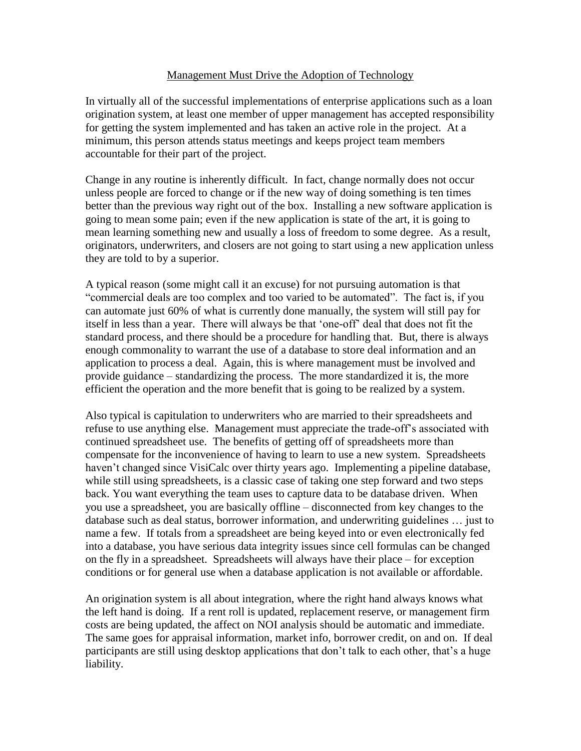# Management Must Drive the Adoption of Technology

In virtually all of the successful implementations of enterprise applications such as a loan origination system, at least one member of upper management has accepted responsibility for getting the system implemented and has taken an active role in the project. At a minimum, this person attends status meetings and keeps project team members accountable for their part of the project.

Change in any routine is inherently difficult. In fact, change normally does not occur unless people are forced to change or if the new way of doing something is ten times better than the previous way right out of the box. Installing a new software application is going to mean some pain; even if the new application is state of the art, it is going to mean learning something new and usually a loss of freedom to some degree. As a result, originators, underwriters, and closers are not going to start using a new application unless they are told to by a superior.

A typical reason (some might call it an excuse) for not pursuing automation is that "commercial deals are too complex and too varied to be automated". The fact is, if you can automate just 60% of what is currently done manually, the system will still pay for itself in less than a year. There will always be that 'one-off' deal that does not fit the standard process, and there should be a procedure for handling that. But, there is always enough commonality to warrant the use of a database to store deal information and an application to process a deal. Again, this is where management must be involved and provide guidance – standardizing the process. The more standardized it is, the more efficient the operation and the more benefit that is going to be realized by a system.

Also typical is capitulation to underwriters who are married to their spreadsheets and refuse to use anything else. Management must appreciate the trade-off's associated with continued spreadsheet use. The benefits of getting off of spreadsheets more than compensate for the inconvenience of having to learn to use a new system. Spreadsheets haven't changed since VisiCalc over thirty years ago. Implementing a pipeline database, while still using spreadsheets, is a classic case of taking one step forward and two steps back. You want everything the team uses to capture data to be database driven. When you use a spreadsheet, you are basically offline – disconnected from key changes to the database such as deal status, borrower information, and underwriting guidelines … just to name a few. If totals from a spreadsheet are being keyed into or even electronically fed into a database, you have serious data integrity issues since cell formulas can be changed on the fly in a spreadsheet. Spreadsheets will always have their place – for exception conditions or for general use when a database application is not available or affordable.

An origination system is all about integration, where the right hand always knows what the left hand is doing. If a rent roll is updated, replacement reserve, or management firm costs are being updated, the affect on NOI analysis should be automatic and immediate. The same goes for appraisal information, market info, borrower credit, on and on. If deal participants are still using desktop applications that don't talk to each other, that's a huge liability.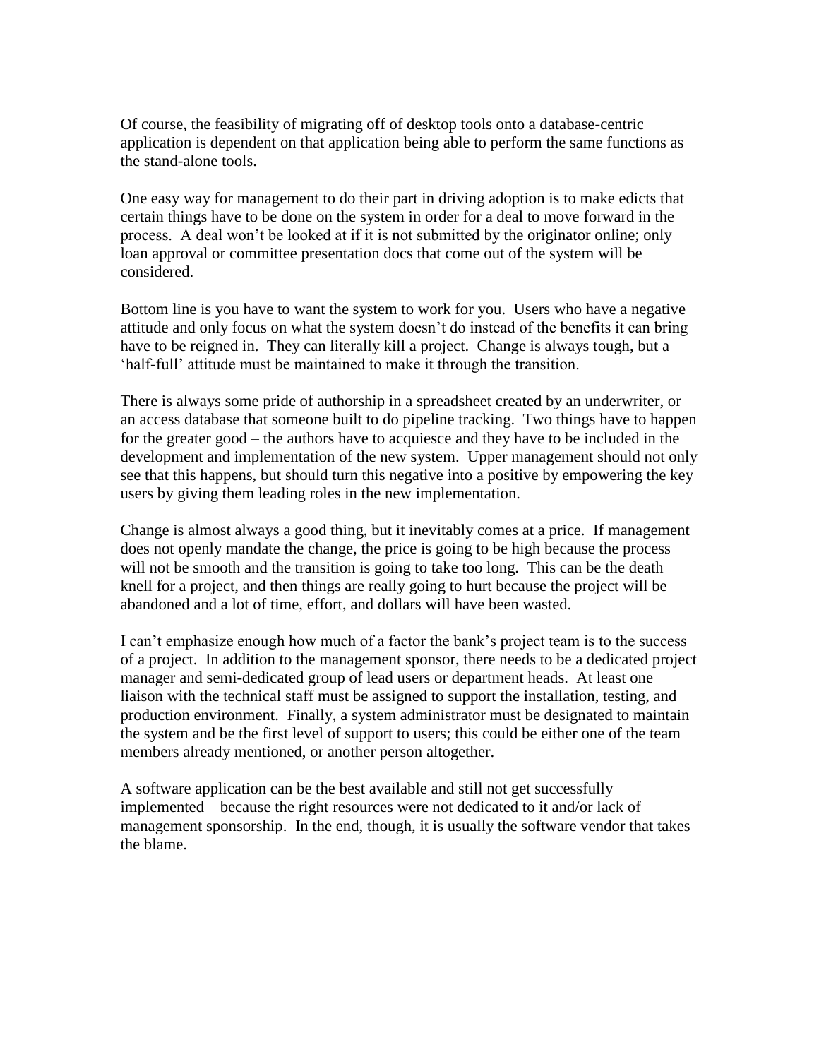Of course, the feasibility of migrating off of desktop tools onto a database-centric application is dependent on that application being able to perform the same functions as the stand-alone tools.

One easy way for management to do their part in driving adoption is to make edicts that certain things have to be done on the system in order for a deal to move forward in the process. A deal won't be looked at if it is not submitted by the originator online; only loan approval or committee presentation docs that come out of the system will be considered.

Bottom line is you have to want the system to work for you. Users who have a negative attitude and only focus on what the system doesn't do instead of the benefits it can bring have to be reigned in. They can literally kill a project. Change is always tough, but a 'half-full' attitude must be maintained to make it through the transition.

There is always some pride of authorship in a spreadsheet created by an underwriter, or an access database that someone built to do pipeline tracking. Two things have to happen for the greater good – the authors have to acquiesce and they have to be included in the development and implementation of the new system. Upper management should not only see that this happens, but should turn this negative into a positive by empowering the key users by giving them leading roles in the new implementation.

Change is almost always a good thing, but it inevitably comes at a price. If management does not openly mandate the change, the price is going to be high because the process will not be smooth and the transition is going to take too long. This can be the death knell for a project, and then things are really going to hurt because the project will be abandoned and a lot of time, effort, and dollars will have been wasted.

I can't emphasize enough how much of a factor the bank's project team is to the success of a project. In addition to the management sponsor, there needs to be a dedicated project manager and semi-dedicated group of lead users or department heads. At least one liaison with the technical staff must be assigned to support the installation, testing, and production environment. Finally, a system administrator must be designated to maintain the system and be the first level of support to users; this could be either one of the team members already mentioned, or another person altogether.

A software application can be the best available and still not get successfully implemented – because the right resources were not dedicated to it and/or lack of management sponsorship. In the end, though, it is usually the software vendor that takes the blame.